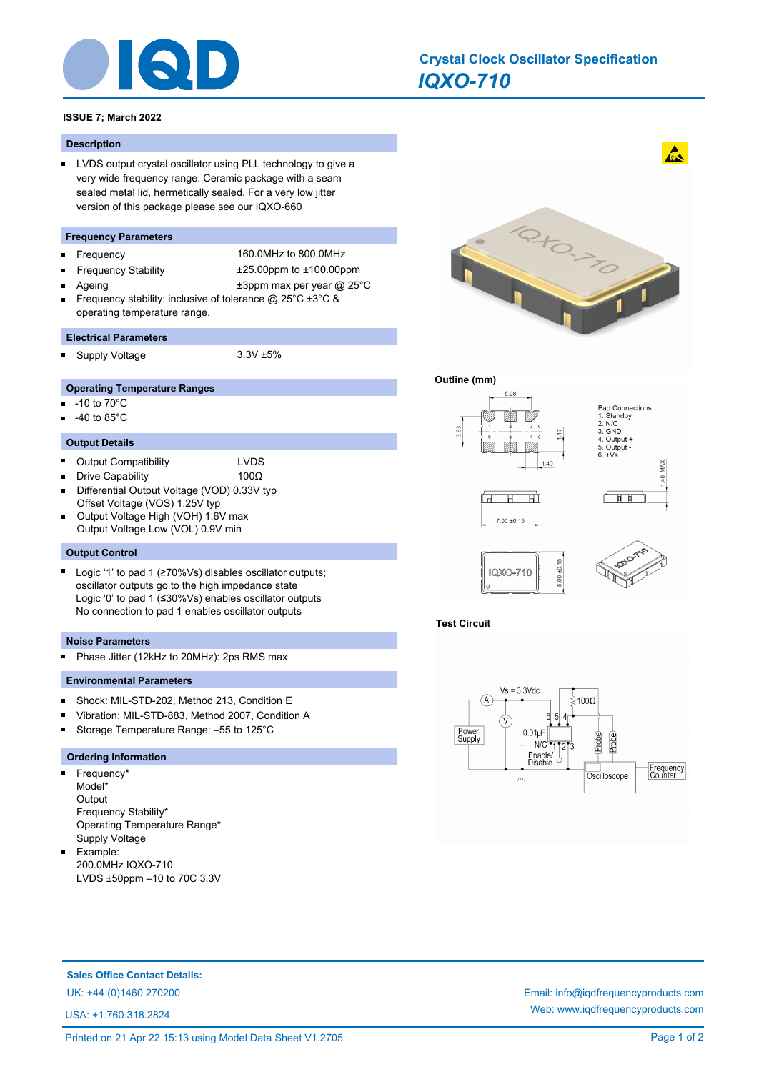# Crystal Clock Oscillator Specification

## *IQXO-710*

**ISSUE 7; March 2022**

### Description

- LVDS output crystal oscillator using PLL technology to give a very wide frequency range. Ceramic package with a seam sealed metal lid, hermetically sealed. For a very low jitter version of this package please see our IQXO-660

### Frequency Parameters

- Frequency: 160.0MHz to 800.0MHz
- Frequency Stability: ±25.00ppm to ±100.00ppm
- Ageing: ±3ppm max per year @ 25°C
- Frequency stability: inclusive of tolerance @ 25°C ±3°C & operating temperature range.

### Electrical Parameters

- Supply Voltage: 3.3V ±5%

### Operating Temperature Ranges

- -10 to 70°C
- -40 to 85°C

### Output Details

- Output Compatibility: LVDS
- Drive Capability: 100Ω
- Differential Output Voltage (VOD) 0.33V typ
  Offset Voltage (VOS) 1.25V typ
- Output Voltage High (VOH) 1.6V max
  Output Voltage Low (VOL) 0.9V min

### Output Control

- Logic '1' to pad 1 (≥70%Vs) disables oscillator outputs; oscillator outputs go to the high impedance state
  Logic '0' to pad 1 (≤30%Vs) enables oscillator outputs
  No connection to pad 1 enables oscillator outputs

### Noise Parameters

- Phase Jitter (12kHz to 20MHz): 2ps RMS max

### Environmental Parameters

- Shock: MIL-STD-202, Method 213, Condition E
- Vibration: MIL-STD-883, Method 2007, Condition A
- Storage Temperature Range: –55 to 125°C

### Ordering Information

- Frequency*
  Model*
  Output
  Frequency Stability*
  Operating Temperature Range*
  Supply Voltage
- Example:
  200.0MHz IQXO-710
  LVDS ±50ppm –10 to 70C 3.3V

### Outline (mm)

Pad Connections
1. Standby
2. N/C
3. GND
4. Output +
5. Output -
6. +Vs

### Test Circuit

**Sales Office Contact Details:**

UK: +44 (0)1460 270200

USA: +1.760.318.2824

Email: info@iqdfrequencyproducts.com

Web: www.iqdfrequencyproducts.com

Printed on 21 Apr 22 15:13 using Model Data Sheet V1.2705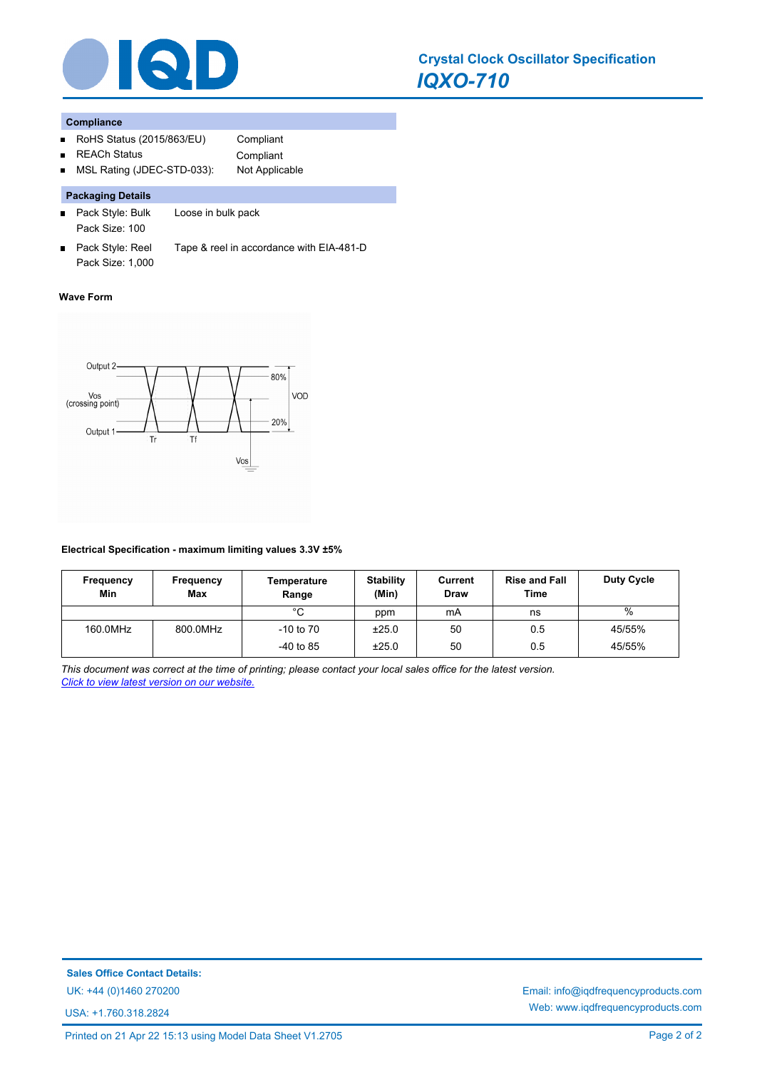## Compliance

- RoHS Status (2015/863/EU) Compliant
- REACh Status Compliant
- MSL Rating (JDEC-STD-033): Not Applicable

## Packaging Details

- Pack Style: Bulk Loose in bulk pack
  Pack Size: 100
- Pack Style: Reel Tape & reel in accordance with EIA-481-D
  Pack Size: 1,000

### Wave Form

Output 2
Vos
(crossing point)
Output 1
Tr
Tf
80%
VOD
20%
Vos

**Electrical Specification - maximum limiting values 3.3V ±5%**

| Frequency Min | Frequency Max | Temperature Range | Stability (Min) | Current Draw | Rise and Fall Time | Duty Cycle |
|---|---|---|---|---|---|---|
| | | °C | ppm | mA | ns | % |
| 160.0MHz | 800.0MHz | -10 to 70 | ±25.0 | 50 | 0.5 | 45/55% |
| | | -40 to 85 | ±25.0 | 50 | 0.5 | 45/55% |

*This document was correct at the time of printing; please contact your local sales office for the latest version.*
*Click to view latest version on our website.*

**Sales Office Contact Details:**

UK: +44 (0)1460 270200

USA: +1.760.318.2824

Email: info@iqdfrequencyproducts.com

Web: www.iqdfrequencyproducts.com

Printed on 21 Apr 22 15:13 using Model Data Sheet V1.2705